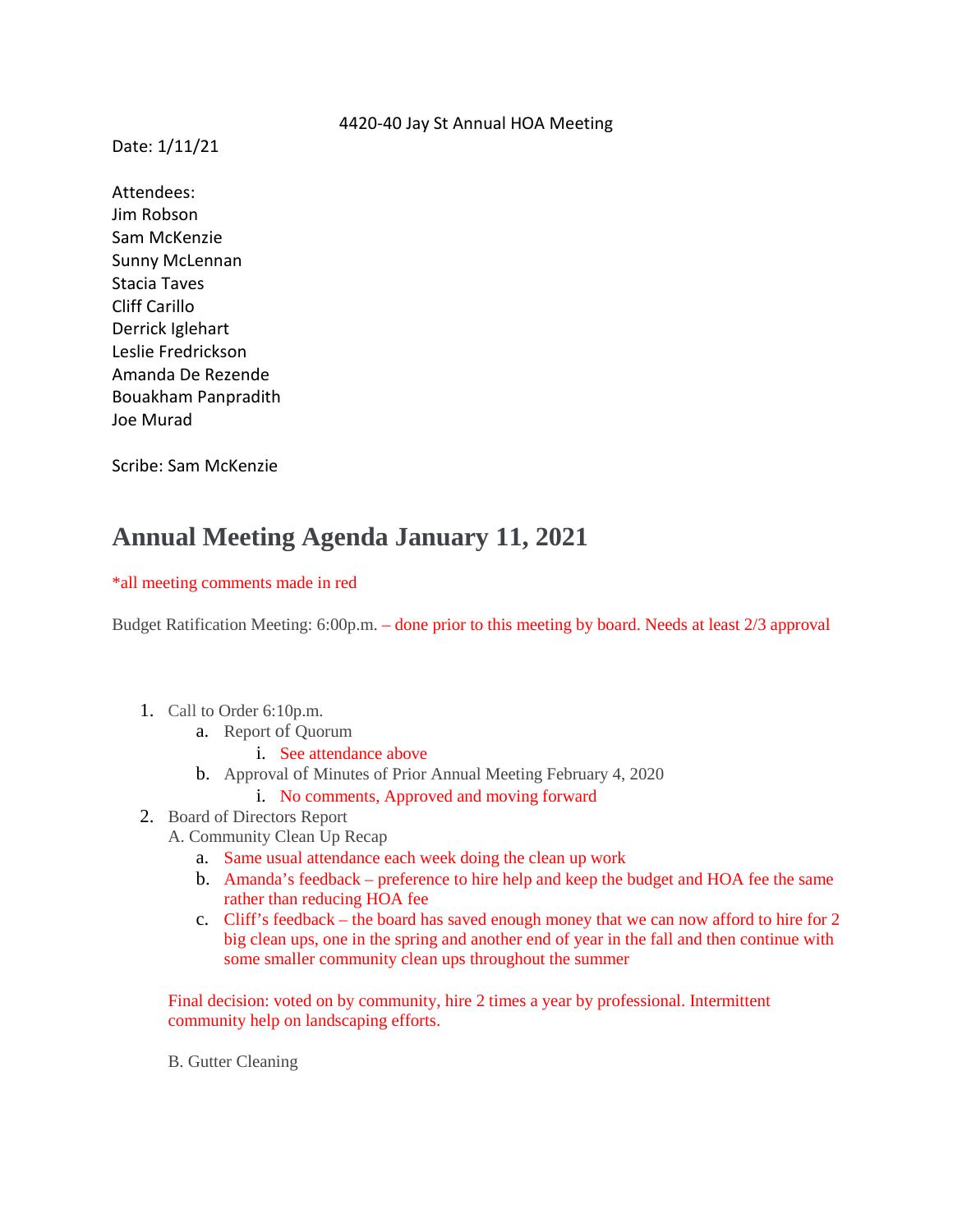4420-40 Jay St Annual HOA Meeting

Date: 1/11/21

Attendees:
Jim Robson
Sam McKenzie
Sunny McLennan
Stacia Taves
Cliff Carillo
Derrick Iglehart
Leslie Fredrickson
Amanda De Rezende
Bouakham Panpradith
Joe Murad

Scribe: Sam McKenzie

# Annual Meeting Agenda January 11, 2021

*all meeting comments made in red

Budget Ratification Meeting: 6:00p.m. – done prior to this meeting by board. Needs at least 2/3 approval

1. Call to Order 6:10p.m.
   a. Report of Quorum
      i. See attendance above
   b. Approval of Minutes of Prior Annual Meeting February 4, 2020
      i. No comments, Approved and moving forward
2. Board of Directors Report

   A. Community Clean Up Recap
   a. Same usual attendance each week doing the clean up work
   b. Amanda's feedback – preference to hire help and keep the budget and HOA fee the same rather than reducing HOA fee
   c. Cliff's feedback – the board has saved enough money that we can now afford to hire for 2 big clean ups, one in the spring and another end of year in the fall and then continue with some smaller community clean ups throughout the summer

   Final decision: voted on by community, hire 2 times a year by professional. Intermittent community help on landscaping efforts.

   B. Gutter Cleaning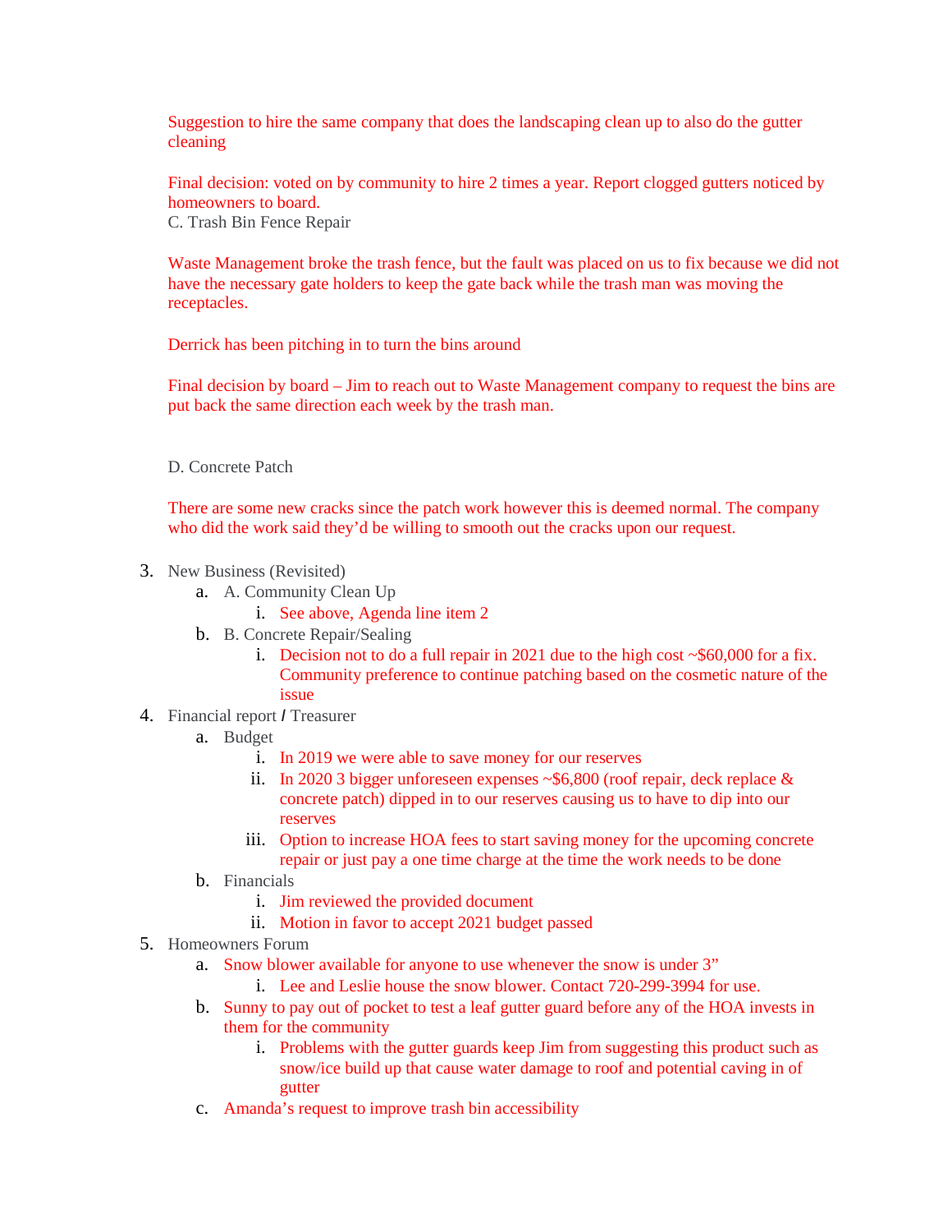Suggestion to hire the same company that does the landscaping clean up to also do the gutter cleaning

Final decision: voted on by community to hire 2 times a year. Report clogged gutters noticed by homeowners to board.

C. Trash Bin Fence Repair

Waste Management broke the trash fence, but the fault was placed on us to fix because we did not have the necessary gate holders to keep the gate back while the trash man was moving the receptacles.

Derrick has been pitching in to turn the bins around

Final decision by board – Jim to reach out to Waste Management company to request the bins are put back the same direction each week by the trash man.

D. Concrete Patch

There are some new cracks since the patch work however this is deemed normal. The company who did the work said they'd be willing to smooth out the cracks upon our request.

3. New Business (Revisited)
   a. A. Community Clean Up
      i. See above, Agenda line item 2
   b. B. Concrete Repair/Sealing
      i. Decision not to do a full repair in 2021 due to the high cost ~$60,000 for a fix. Community preference to continue patching based on the cosmetic nature of the issue
4. Financial report **/** Treasurer
   a. Budget
      i. In 2019 we were able to save money for our reserves
      ii. In 2020 3 bigger unforeseen expenses ~$6,800 (roof repair, deck replace & concrete patch) dipped in to our reserves causing us to have to dip into our reserves
      iii. Option to increase HOA fees to start saving money for the upcoming concrete repair or just pay a one time charge at the time the work needs to be done
   b. Financials
      i. Jim reviewed the provided document
      ii. Motion in favor to accept 2021 budget passed
5. Homeowners Forum
   a. Snow blower available for anyone to use whenever the snow is under 3"
      i. Lee and Leslie house the snow blower. Contact 720-299-3994 for use.
   b. Sunny to pay out of pocket to test a leaf gutter guard before any of the HOA invests in them for the community
      i. Problems with the gutter guards keep Jim from suggesting this product such as snow/ice build up that cause water damage to roof and potential caving in of gutter
   c. Amanda's request to improve trash bin accessibility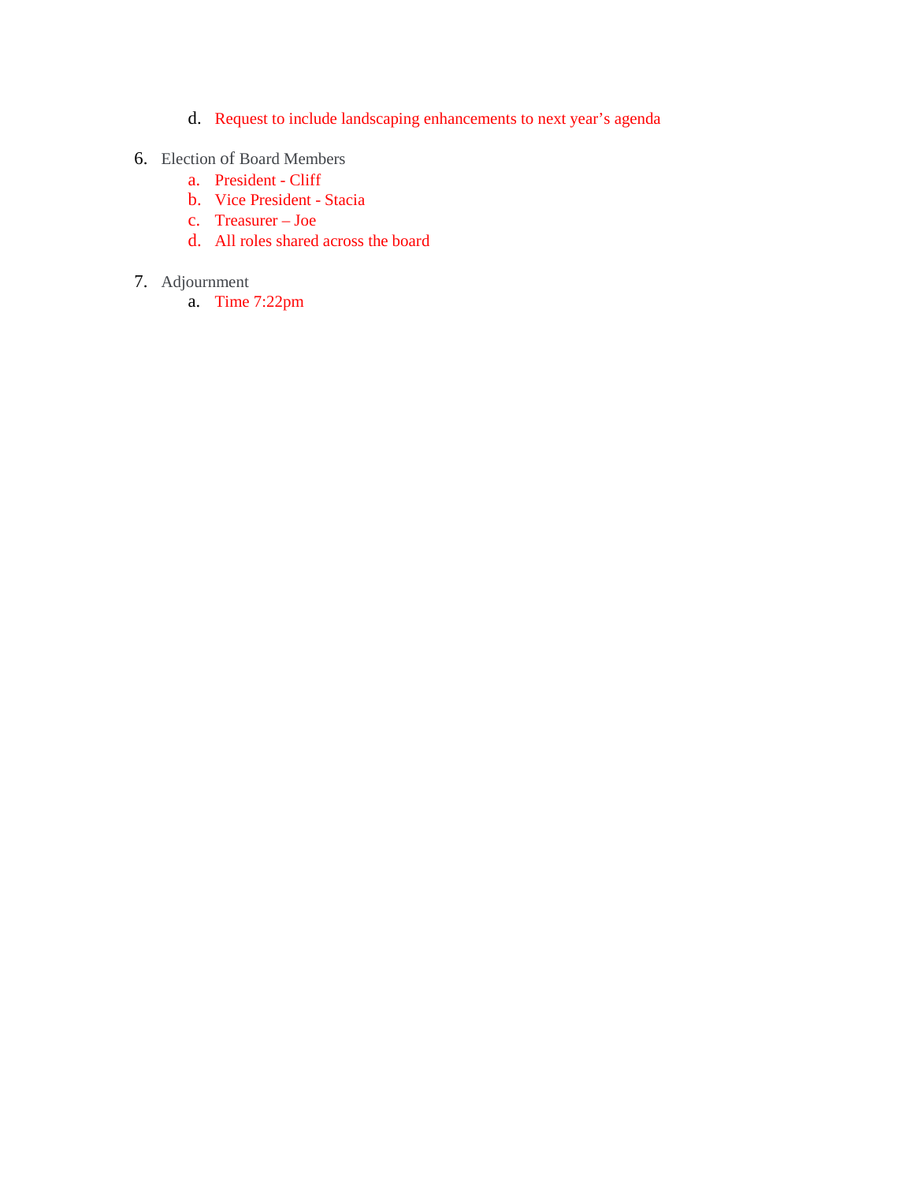d. Request to include landscaping enhancements to next year's agenda

6. Election of Board Members
   a. President - Cliff
   b. Vice President - Stacia
   c. Treasurer – Joe
   d. All roles shared across the board

7. Adjournment
   a. Time 7:22pm